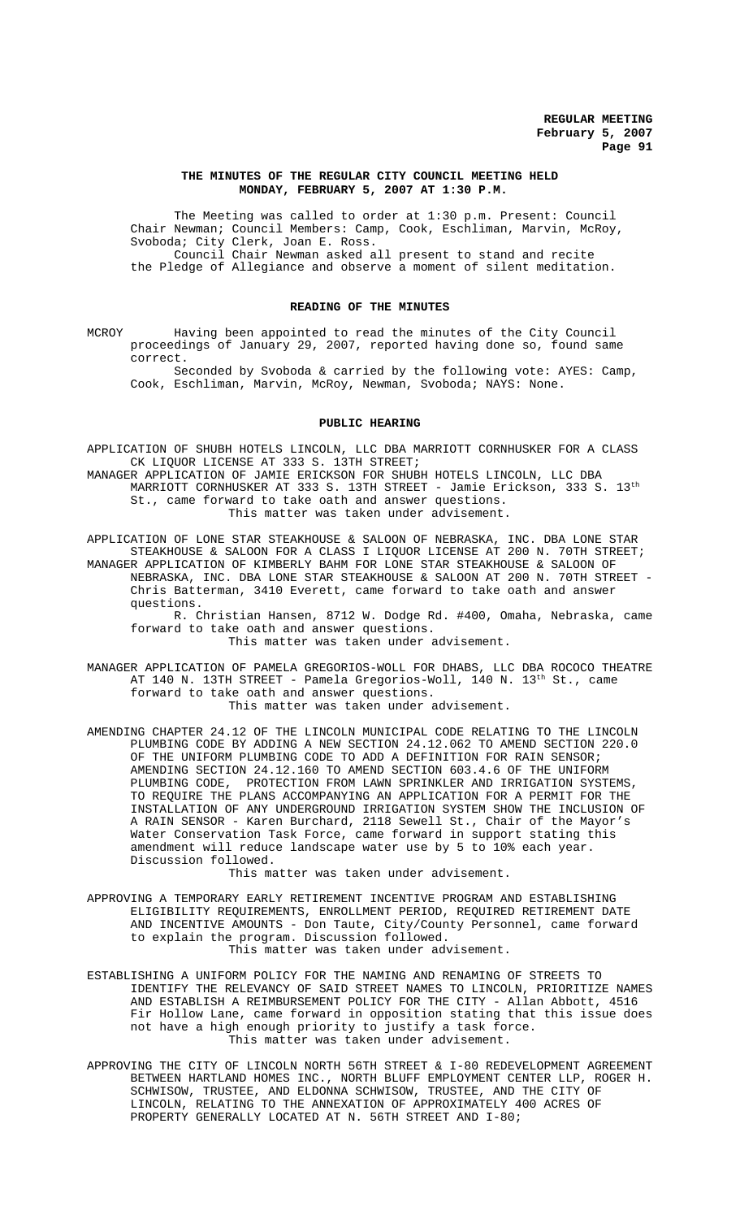### THE MINUTES OF THE REGULAR CITY COUNCIL MEETING HELD MONDAY, FEBRUARY 5, 2007 AT 1:30 P.M.

The Meeting was called to order at 1:30 p.m. Present: Council Chair Newman; Council Members: Camp, Cook, Eschliman, Marvin, McRoy, Svoboda; City Clerk, Joan E. Ross.

Council Chair Newman asked all present to stand and recite the Pledge of Allegiance and observe a moment of silent meditation.

### READING OF THE MINUTES

MCROY Having been appointed to read the minutes of the City Council proceedings of January 29, 2007, reported having done so, found same correct.

Seconded by Svoboda & carried by the following vote: AYES: Camp, Cook, Eschliman, Marvin, McRoy, Newman, Svoboda; NAYS: None.

### PUBLIC HEARING

APPLICATION OF SHUBH HOTELS LINCOLN, LLC DBA MARRIOTT CORNHUSKER FOR A CLASS CK LIQUOR LICENSE AT 333 S. 13TH STREET;

MANAGER APPLICATION OF JAMIE ERICKSON FOR SHUBH HOTELS LINCOLN, LLC DBA MARRIOTT CORNHUSKER AT 333 S. 13TH STREET - Jamie Erickson, 333 S. 13th St., came forward to take oath and answer questions.

This matter was taken under advisement.

APPLICATION OF LONE STAR STEAKHOUSE & SALOON OF NEBRASKA, INC. DBA LONE STAR STEAKHOUSE & SALOON FOR A CLASS I LIQUOR LICENSE AT 200 N. 70TH STREET;

MANAGER APPLICATION OF KIMBERLY BAHM FOR LONE STAR STEAKHOUSE & SALOON OF NEBRASKA, INC. DBA LONE STAR STEAKHOUSE & SALOON AT 200 N. 70TH STREET - Chris Batterman, 3410 Everett, came forward to take oath and answer questions.

R. Christian Hansen, 8712 W. Dodge Rd. #400, Omaha, Nebraska, came forward to take oath and answer questions.

This matter was taken under advisement.

MANAGER APPLICATION OF PAMELA GREGORIOS-WOLL FOR DHABS, LLC DBA ROCOCO THEATRE AT 140 N. 13TH STREET - Pamela Gregorios-Woll, 140 N. 13th St., came forward to take oath and answer questions.

This matter was taken under advisement.

AMENDING CHAPTER 24.12 OF THE LINCOLN MUNICIPAL CODE RELATING TO THE LINCOLN PLUMBING CODE BY ADDING A NEW SECTION 24.12.062 TO AMEND SECTION 220.0 OF THE UNIFORM PLUMBING CODE TO ADD A DEFINITION FOR RAIN SENSOR; AMENDING SECTION 24.12.160 TO AMEND SECTION 603.4.6 OF THE UNIFORM PLUMBING CODE, PROTECTION FROM LAWN SPRINKLER AND IRRIGATION SYSTEMS, TO REQUIRE THE PLANS ACCOMPANYING AN APPLICATION FOR A PERMIT FOR THE INSTALLATION OF ANY UNDERGROUND IRRIGATION SYSTEM SHOW THE INCLUSION OF A RAIN SENSOR - Karen Burchard, 2118 Sewell St., Chair of the Mayor's Water Conservation Task Force, came forward in support stating this amendment will reduce landscape water use by 5 to 10% each year. Discussion followed.

This matter was taken under advisement.

APPROVING A TEMPORARY EARLY RETIREMENT INCENTIVE PROGRAM AND ESTABLISHING ELIGIBILITY REQUIREMENTS, ENROLLMENT PERIOD, REQUIRED RETIREMENT DATE AND INCENTIVE AMOUNTS - Don Taute, City/County Personnel, came forward to explain the program. Discussion followed.

This matter was taken under advisement.

ESTABLISHING A UNIFORM POLICY FOR THE NAMING AND RENAMING OF STREETS TO IDENTIFY THE RELEVANCY OF SAID STREET NAMES TO LINCOLN, PRIORITIZE NAMES AND ESTABLISH A REIMBURSEMENT POLICY FOR THE CITY - Allan Abbott, 4516 Fir Hollow Lane, came forward in opposition stating that this issue does not have a high enough priority to justify a task force.

This matter was taken under advisement.

APPROVING THE CITY OF LINCOLN NORTH 56TH STREET & I-80 REDEVELOPMENT AGREEMENT BETWEEN HARTLAND HOMES INC., NORTH BLUFF EMPLOYMENT CENTER LLP, ROGER H. SCHWISOW, TRUSTEE, AND ELDONNA SCHWISOW, TRUSTEE, AND THE CITY OF LINCOLN, RELATING TO THE ANNEXATION OF APPROXIMATELY 400 ACRES OF PROPERTY GENERALLY LOCATED AT N. 56TH STREET AND I-80;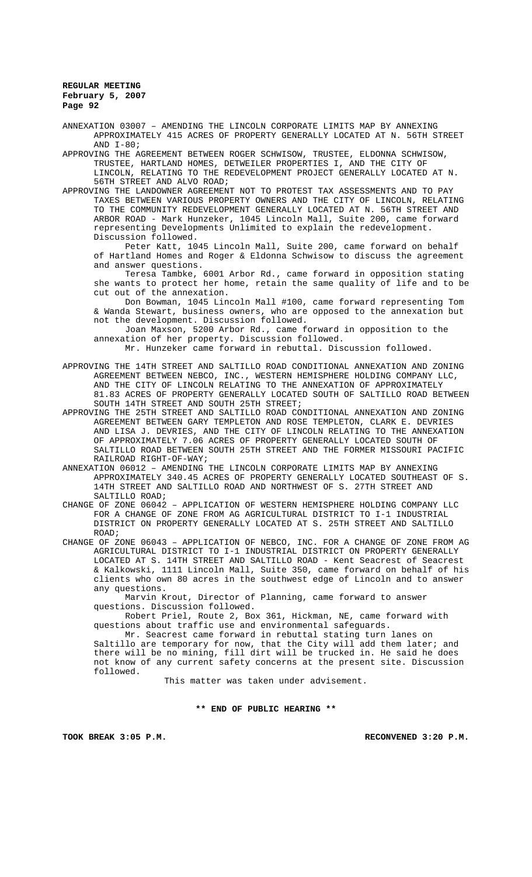ANNEXATION 03007 – AMENDING THE LINCOLN CORPORATE LIMITS MAP BY ANNEXING APPROXIMATELY 415 ACRES OF PROPERTY GENERALLY LOCATED AT N. 56TH STREET AND I-80;

APPROVING THE AGREEMENT BETWEEN ROGER SCHWISOW, TRUSTEE, ELDONNA SCHWISOW, TRUSTEE, HARTLAND HOMES, DETWEILER PROPERTIES I, AND THE CITY OF LINCOLN, RELATING TO THE REDEVELOPMENT PROJECT GENERALLY LOCATED AT N. 56TH STREET AND ALVO ROAD;

APPROVING THE LANDOWNER AGREEMENT NOT TO PROTEST TAX ASSESSMENTS AND TO PAY TAXES BETWEEN VARIOUS PROPERTY OWNERS AND THE CITY OF LINCOLN, RELATING TO THE COMMUNITY REDEVELOPMENT GENERALLY LOCATED AT N. 56TH STREET AND ARBOR ROAD - Mark Hunzeker, 1045 Lincoln Mall, Suite 200, came forward representing Developments Unlimited to explain the redevelopment. Discussion followed.

Peter Katt, 1045 Lincoln Mall, Suite 200, came forward on behalf of Hartland Homes and Roger & Eldonna Schwisow to discuss the agreement and answer questions.

Teresa Tambke, 6001 Arbor Rd., came forward in opposition stating she wants to protect her home, retain the same quality of life and to be cut out of the annexation.

Don Bowman, 1045 Lincoln Mall #100, came forward representing Tom & Wanda Stewart, business owners, who are opposed to the annexation but not the development. Discussion followed.

Joan Maxson, 5200 Arbor Rd., came forward in opposition to the annexation of her property. Discussion followed.

Mr. Hunzeker came forward in rebuttal. Discussion followed.

APPROVING THE 14TH STREET AND SALTILLO ROAD CONDITIONAL ANNEXATION AND ZONING AGREEMENT BETWEEN NEBCO, INC., WESTERN HEMISPHERE HOLDING COMPANY LLC, AND THE CITY OF LINCOLN RELATING TO THE ANNEXATION OF APPROXIMATELY 81.83 ACRES OF PROPERTY GENERALLY LOCATED SOUTH OF SALTILLO ROAD BETWEEN SOUTH 14TH STREET AND SOUTH 25TH STREET;

APPROVING THE 25TH STREET AND SALTILLO ROAD CONDITIONAL ANNEXATION AND ZONING AGREEMENT BETWEEN GARY TEMPLETON AND ROSE TEMPLETON, CLARK E. DEVRIES AND LISA J. DEVRIES, AND THE CITY OF LINCOLN RELATING TO THE ANNEXATION OF APPROXIMATELY 7.06 ACRES OF PROPERTY GENERALLY LOCATED SOUTH OF SALTILLO ROAD BETWEEN SOUTH 25TH STREET AND THE FORMER MISSOURI PACIFIC RAILROAD RIGHT-OF-WAY;

ANNEXATION 06012 – AMENDING THE LINCOLN CORPORATE LIMITS MAP BY ANNEXING APPROXIMATELY 340.45 ACRES OF PROPERTY GENERALLY LOCATED SOUTHEAST OF S. 14TH STREET AND SALTILLO ROAD AND NORTHWEST OF S. 27TH STREET AND SALTILLO ROAD;

CHANGE OF ZONE 06042 – APPLICATION OF WESTERN HEMISPHERE HOLDING COMPANY LLC FOR A CHANGE OF ZONE FROM AG AGRICULTURAL DISTRICT TO I-1 INDUSTRIAL DISTRICT ON PROPERTY GENERALLY LOCATED AT S. 25TH STREET AND SALTILLO ROAD;

CHANGE OF ZONE 06043 – APPLICATION OF NEBCO, INC. FOR A CHANGE OF ZONE FROM AG AGRICULTURAL DISTRICT TO I-1 INDUSTRIAL DISTRICT ON PROPERTY GENERALLY LOCATED AT S. 14TH STREET AND SALTILLO ROAD - Kent Seacrest of Seacrest & Kalkowski, 1111 Lincoln Mall, Suite 350, came forward on behalf of his clients who own 80 acres in the southwest edge of Lincoln and to answer any questions.

Marvin Krout, Director of Planning, came forward to answer questions. Discussion followed.

Robert Priel, Route 2, Box 361, Hickman, NE, came forward with questions about traffic use and environmental safeguards.

Mr. Seacrest came forward in rebuttal stating turn lanes on Saltillo are temporary for now, that the City will add them later; and there will be no mining, fill dirt will be trucked in. He said he does not know of any current safety concerns at the present site. Discussion followed.

This matter was taken under advisement.

**\*\* END OF PUBLIC HEARING \*\***

**TOOK BREAK 3:05 P.M.** **RECONVENED 3:20 P.M.**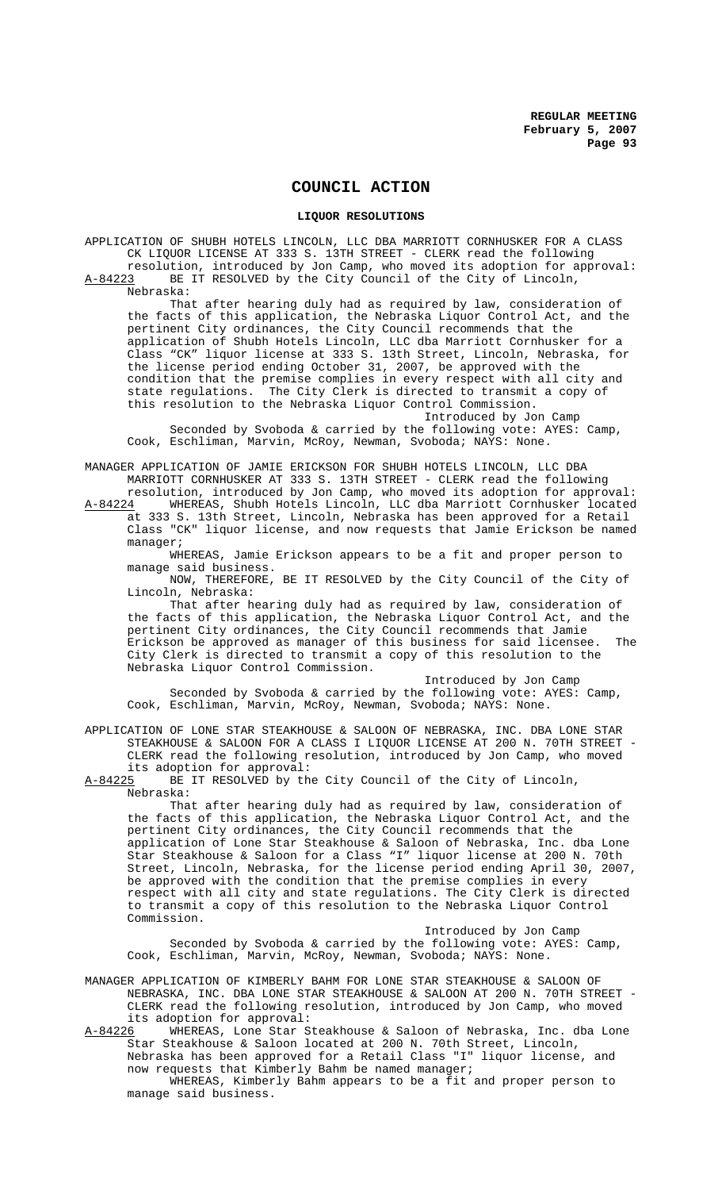# COUNCIL ACTION

## LIQUOR RESOLUTIONS

APPLICATION OF SHUBH HOTELS LINCOLN, LLC DBA MARRIOTT CORNHUSKER FOR A CLASS CK LIQUOR LICENSE AT 333 S. 13TH STREET - CLERK read the following resolution, introduced by Jon Camp, who moved its adoption for approval:

A-84223 BE IT RESOLVED by the City Council of the City of Lincoln, Nebraska:

That after hearing duly had as required by law, consideration of the facts of this application, the Nebraska Liquor Control Act, and the pertinent City ordinances, the City Council recommends that the application of Shubh Hotels Lincoln, LLC dba Marriott Cornhusker for a Class "CK" liquor license at 333 S. 13th Street, Lincoln, Nebraska, for the license period ending October 31, 2007, be approved with the condition that the premise complies in every respect with all city and state regulations. The City Clerk is directed to transmit a copy of this resolution to the Nebraska Liquor Control Commission.

Introduced by Jon Camp

Seconded by Svoboda & carried by the following vote: AYES: Camp, Cook, Eschliman, Marvin, McRoy, Newman, Svoboda; NAYS: None.

MANAGER APPLICATION OF JAMIE ERICKSON FOR SHUBH HOTELS LINCOLN, LLC DBA MARRIOTT CORNHUSKER AT 333 S. 13TH STREET - CLERK read the following resolution, introduced by Jon Camp, who moved its adoption for approval:

A-84224 WHEREAS, Shubh Hotels Lincoln, LLC dba Marriott Cornhusker located at 333 S. 13th Street, Lincoln, Nebraska has been approved for a Retail Class "CK" liquor license, and now requests that Jamie Erickson be named manager;

WHEREAS, Jamie Erickson appears to be a fit and proper person to manage said business.

NOW, THEREFORE, BE IT RESOLVED by the City Council of the City of Lincoln, Nebraska:

That after hearing duly had as required by law, consideration of the facts of this application, the Nebraska Liquor Control Act, and the pertinent City ordinances, the City Council recommends that Jamie Erickson be approved as manager of this business for said licensee. The City Clerk is directed to transmit a copy of this resolution to the Nebraska Liquor Control Commission.

Introduced by Jon Camp

Seconded by Svoboda & carried by the following vote: AYES: Camp, Cook, Eschliman, Marvin, McRoy, Newman, Svoboda; NAYS: None.

APPLICATION OF LONE STAR STEAKHOUSE & SALOON OF NEBRASKA, INC. DBA LONE STAR STEAKHOUSE & SALOON FOR A CLASS I LIQUOR LICENSE AT 200 N. 70TH STREET - CLERK read the following resolution, introduced by Jon Camp, who moved its adoption for approval:

A-84225 BE IT RESOLVED by the City Council of the City of Lincoln, Nebraska:

That after hearing duly had as required by law, consideration of the facts of this application, the Nebraska Liquor Control Act, and the pertinent City ordinances, the City Council recommends that the application of Lone Star Steakhouse & Saloon of Nebraska, Inc. dba Lone Star Steakhouse & Saloon for a Class "I" liquor license at 200 N. 70th Street, Lincoln, Nebraska, for the license period ending April 30, 2007, be approved with the condition that the premise complies in every respect with all city and state regulations. The City Clerk is directed to transmit a copy of this resolution to the Nebraska Liquor Control Commission.

Introduced by Jon Camp

Seconded by Svoboda & carried by the following vote: AYES: Camp, Cook, Eschliman, Marvin, McRoy, Newman, Svoboda; NAYS: None.

MANAGER APPLICATION OF KIMBERLY BAHM FOR LONE STAR STEAKHOUSE & SALOON OF NEBRASKA, INC. DBA LONE STAR STEAKHOUSE & SALOON AT 200 N. 70TH STREET - CLERK read the following resolution, introduced by Jon Camp, who moved its adoption for approval:

A-84226 WHEREAS, Lone Star Steakhouse & Saloon of Nebraska, Inc. dba Lone Star Steakhouse & Saloon located at 200 N. 70th Street, Lincoln, Nebraska has been approved for a Retail Class "I" liquor license, and now requests that Kimberly Bahm be named manager;

WHEREAS, Kimberly Bahm appears to be a fit and proper person to manage said business.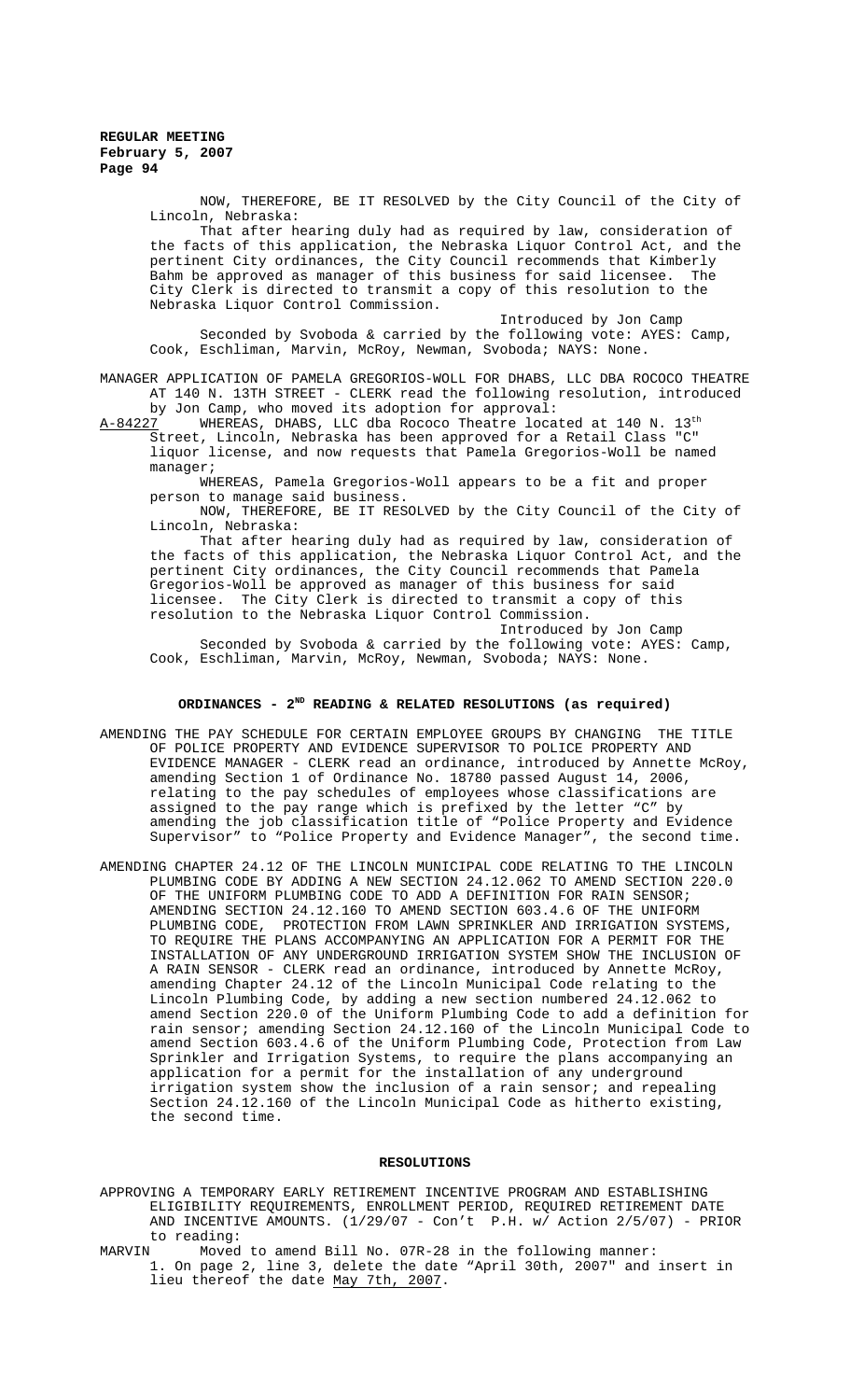NOW, THEREFORE, BE IT RESOLVED by the City Council of the City of Lincoln, Nebraska:

That after hearing duly had as required by law, consideration of the facts of this application, the Nebraska Liquor Control Act, and the pertinent City ordinances, the City Council recommends that Kimberly Bahm be approved as manager of this business for said licensee. The City Clerk is directed to transmit a copy of this resolution to the Nebraska Liquor Control Commission.

Introduced by Jon Camp

Seconded by Svoboda & carried by the following vote: AYES: Camp, Cook, Eschliman, Marvin, McRoy, Newman, Svoboda; NAYS: None.

MANAGER APPLICATION OF PAMELA GREGORIOS-WOLL FOR DHABS, LLC DBA ROCOCO THEATRE AT 140 N. 13TH STREET - CLERK read the following resolution, introduced by Jon Camp, who moved its adoption for approval:

A-84227 WHEREAS, DHABS, LLC dba Rococo Theatre located at 140 N. 13th Street, Lincoln, Nebraska has been approved for a Retail Class "C" liquor license, and now requests that Pamela Gregorios-Woll be named manager;

WHEREAS, Pamela Gregorios-Woll appears to be a fit and proper person to manage said business.

NOW, THEREFORE, BE IT RESOLVED by the City Council of the City of Lincoln, Nebraska:

That after hearing duly had as required by law, consideration of the facts of this application, the Nebraska Liquor Control Act, and the pertinent City ordinances, the City Council recommends that Pamela Gregorios-Woll be approved as manager of this business for said licensee. The City Clerk is directed to transmit a copy of this resolution to the Nebraska Liquor Control Commission.

Introduced by Jon Camp

Seconded by Svoboda & carried by the following vote: AYES: Camp, Cook, Eschliman, Marvin, McRoy, Newman, Svoboda; NAYS: None.

## ORDINANCES - 2ND READING & RELATED RESOLUTIONS (as required)

AMENDING THE PAY SCHEDULE FOR CERTAIN EMPLOYEE GROUPS BY CHANGING THE TITLE OF POLICE PROPERTY AND EVIDENCE SUPERVISOR TO POLICE PROPERTY AND EVIDENCE MANAGER - CLERK read an ordinance, introduced by Annette McRoy, amending Section 1 of Ordinance No. 18780 passed August 14, 2006, relating to the pay schedules of employees whose classifications are assigned to the pay range which is prefixed by the letter "C" by amending the job classification title of "Police Property and Evidence Supervisor" to "Police Property and Evidence Manager", the second time.

AMENDING CHAPTER 24.12 OF THE LINCOLN MUNICIPAL CODE RELATING TO THE LINCOLN PLUMBING CODE BY ADDING A NEW SECTION 24.12.062 TO AMEND SECTION 220.0 OF THE UNIFORM PLUMBING CODE TO ADD A DEFINITION FOR RAIN SENSOR; AMENDING SECTION 24.12.160 TO AMEND SECTION 603.4.6 OF THE UNIFORM PLUMBING CODE, PROTECTION FROM LAWN SPRINKLER AND IRRIGATION SYSTEMS, TO REQUIRE THE PLANS ACCOMPANYING AN APPLICATION FOR A PERMIT FOR THE INSTALLATION OF ANY UNDERGROUND IRRIGATION SYSTEM SHOW THE INCLUSION OF A RAIN SENSOR - CLERK read an ordinance, introduced by Annette McRoy, amending Chapter 24.12 of the Lincoln Municipal Code relating to the Lincoln Plumbing Code, by adding a new section numbered 24.12.062 to amend Section 220.0 of the Uniform Plumbing Code to add a definition for rain sensor; amending Section 24.12.160 of the Lincoln Municipal Code to amend Section 603.4.6 of the Uniform Plumbing Code, Protection from Law Sprinkler and Irrigation Systems, to require the plans accompanying an application for a permit for the installation of any underground irrigation system show the inclusion of a rain sensor; and repealing Section 24.12.160 of the Lincoln Municipal Code as hitherto existing, the second time.

## RESOLUTIONS

APPROVING A TEMPORARY EARLY RETIREMENT INCENTIVE PROGRAM AND ESTABLISHING ELIGIBILITY REQUIREMENTS, ENROLLMENT PERIOD, REQUIRED RETIREMENT DATE AND INCENTIVE AMOUNTS. (1/29/07 - Con't P.H. w/ Action 2/5/07) - PRIOR to reading:

MARVIN Moved to amend Bill No. 07R-28 in the following manner:

1. On page 2, line 3, delete the date "April 30th, 2007" and insert in lieu thereof the date May 7th, 2007.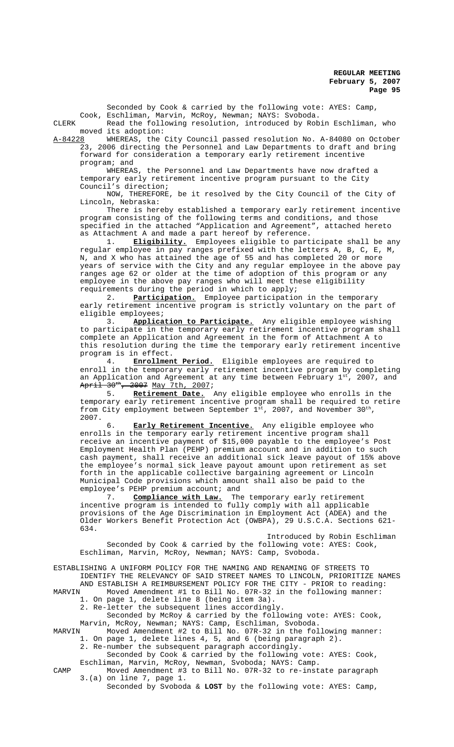Seconded by Cook & carried by the following vote: AYES: Camp, Cook, Eschliman, Marvin, McRoy, Newman; NAYS: Svoboda.

CLERK Read the following resolution, introduced by Robin Eschliman, who moved its adoption:

A-84228 WHEREAS, the City Council passed resolution No. A-84080 on October 23, 2006 directing the Personnel and Law Departments to draft and bring forward for consideration a temporary early retirement incentive program; and

WHEREAS, the Personnel and Law Departments have now drafted a temporary early retirement incentive program pursuant to the City Council's direction;

NOW, THEREFORE, be it resolved by the City Council of the City of Lincoln, Nebraska:

There is hereby established a temporary early retirement incentive program consisting of the following terms and conditions, and those specified in the attached "Application and Agreement", attached hereto as Attachment A and made a part hereof by reference.

1. **Eligibility.** Employees eligible to participate shall be any regular employee in pay ranges prefixed with the letters A, B, C, E, M, N, and X who has attained the age of 55 and has completed 20 or more years of service with the City and any regular employee in the above pay ranges age 62 or older at the time of adoption of this program or any employee in the above pay ranges who will meet these eligibility requirements during the period in which to apply;

2. **Participation.** Employee participation in the temporary early retirement incentive program is strictly voluntary on the part of eligible employees;

3. **Application to Participate.** Any eligible employee wishing to participate in the temporary early retirement incentive program shall complete an Application and Agreement in the form of Attachment A to this resolution during the time the temporary early retirement incentive program is in effect.

4. **Enrollment Period.** Eligible employees are required to enroll in the temporary early retirement incentive program by completing an Application and Agreement at any time between February 1st, 2007, and ~~April 30th, 2007~~ May 7th, 2007;

5. **Retirement Date.** Any eligible employee who enrolls in the temporary early retirement incentive program shall be required to retire from City employment between September 1st, 2007, and November 30th, 2007.

6. **Early Retirement Incentive.** Any eligible employee who enrolls in the temporary early retirement incentive program shall receive an incentive payment of $15,000 payable to the employee's Post Employment Health Plan (PEHP) premium account and in addition to such cash payment, shall receive an additional sick leave payout of 15% above the employee's normal sick leave payout amount upon retirement as set forth in the applicable collective bargaining agreement or Lincoln Municipal Code provisions which amount shall also be paid to the employee's PEHP premium account; and

7. **Compliance with Law.** The temporary early retirement incentive program is intended to fully comply with all applicable provisions of the Age Discrimination in Employment Act (ADEA) and the Older Workers Benefit Protection Act (OWBPA), 29 U.S.C.A. Sections 621-634.

Introduced by Robin Eschliman

Seconded by Cook & carried by the following vote: AYES: Cook, Eschliman, Marvin, McRoy, Newman; NAYS: Camp, Svoboda.

ESTABLISHING A UNIFORM POLICY FOR THE NAMING AND RENAMING OF STREETS TO IDENTIFY THE RELEVANCY OF SAID STREET NAMES TO LINCOLN, PRIORITIZE NAMES AND ESTABLISH A REIMBURSEMENT POLICY FOR THE CITY - PRIOR to reading:

MARVIN Moved Amendment #1 to Bill No. 07R-32 in the following manner:
1. On page 1, delete line 8 (being item 3a).
2. Re-letter the subsequent lines accordingly.

Seconded by McRoy & carried by the following vote: AYES: Cook, Marvin, McRoy, Newman; NAYS: Camp, Eschliman, Svoboda.

MARVIN Moved Amendment #2 to Bill No. 07R-32 in the following manner:
1. On page 1, delete lines 4, 5, and 6 (being paragraph 2).
2. Re-number the subsequent paragraph accordingly.

Seconded by Cook & carried by the following vote: AYES: Cook, Eschliman, Marvin, McRoy, Newman, Svoboda; NAYS: Camp.

CAMP Moved Amendment #3 to Bill No. 07R-32 to re-instate paragraph 3.(a) on line 7, page 1.

Seconded by Svoboda & **LOST** by the following vote: AYES: Camp,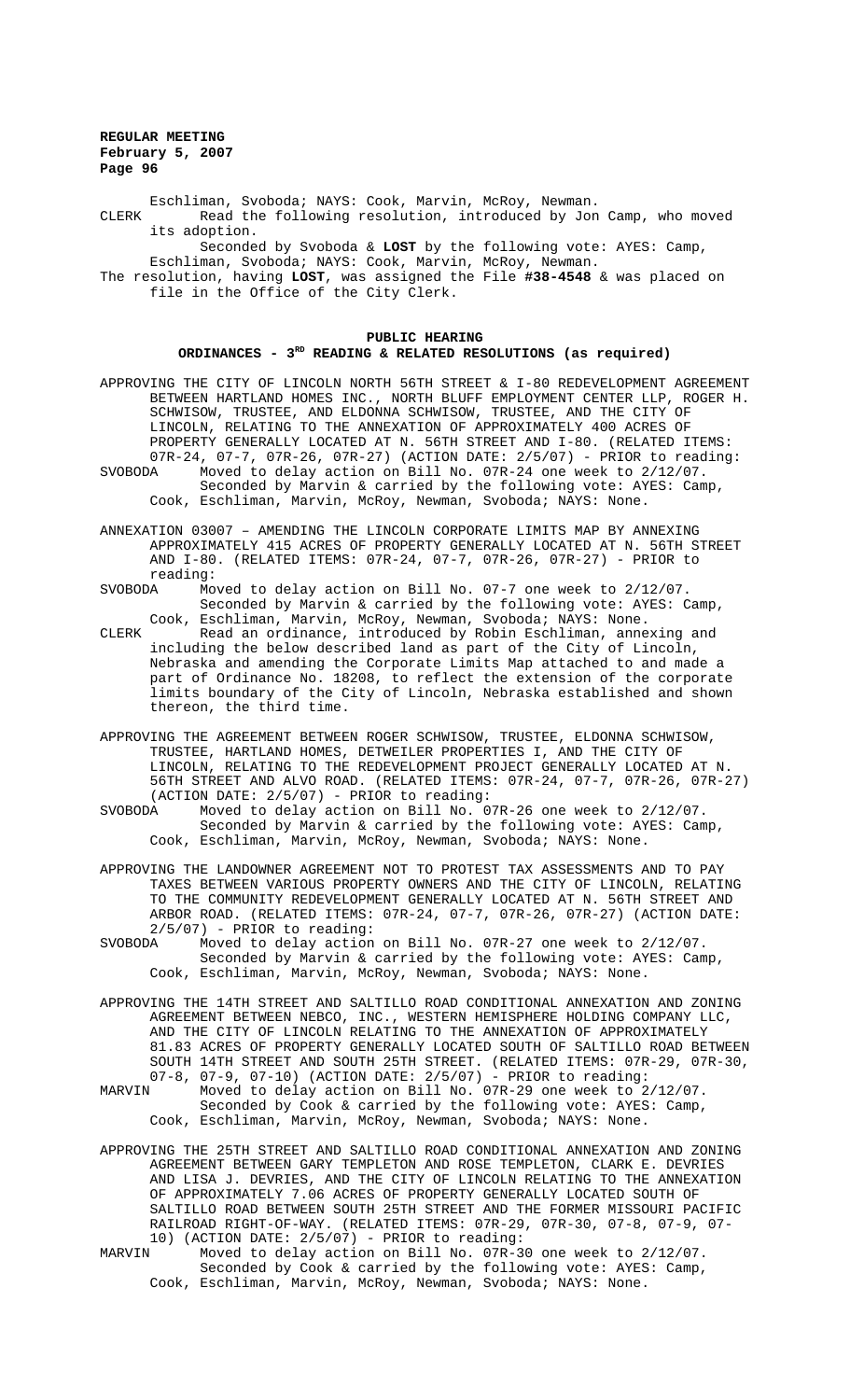Eschliman, Svoboda; NAYS: Cook, Marvin, McRoy, Newman.

CLERK Read the following resolution, introduced by Jon Camp, who moved its adoption.

Seconded by Svoboda & **LOST** by the following vote: AYES: Camp, Eschliman, Svoboda; NAYS: Cook, Marvin, McRoy, Newman.

The resolution, having **LOST**, was assigned the File **#38-4548** & was placed on file in the Office of the City Clerk.

## PUBLIC HEARING
## ORDINANCES - 3RD READING & RELATED RESOLUTIONS (as required)

APPROVING THE CITY OF LINCOLN NORTH 56TH STREET & I-80 REDEVELOPMENT AGREEMENT BETWEEN HARTLAND HOMES INC., NORTH BLUFF EMPLOYMENT CENTER LLP, ROGER H. SCHWISOW, TRUSTEE, AND ELDONNA SCHWISOW, TRUSTEE, AND THE CITY OF LINCOLN, RELATING TO THE ANNEXATION OF APPROXIMATELY 400 ACRES OF PROPERTY GENERALLY LOCATED AT N. 56TH STREET AND I-80. (RELATED ITEMS: 07R-24, 07-7, 07R-26, 07R-27) (ACTION DATE: 2/5/07) - PRIOR to reading:

SVOBODA Moved to delay action on Bill No. 07R-24 one week to 2/12/07.
Seconded by Marvin & carried by the following vote: AYES: Camp, Cook, Eschliman, Marvin, McRoy, Newman, Svoboda; NAYS: None.

ANNEXATION 03007 – AMENDING THE LINCOLN CORPORATE LIMITS MAP BY ANNEXING APPROXIMATELY 415 ACRES OF PROPERTY GENERALLY LOCATED AT N. 56TH STREET AND I-80. (RELATED ITEMS: 07R-24, 07-7, 07R-26, 07R-27) - PRIOR to reading:

SVOBODA Moved to delay action on Bill No. 07-7 one week to 2/12/07.
Seconded by Marvin & carried by the following vote: AYES: Camp, Cook, Eschliman, Marvin, McRoy, Newman, Svoboda; NAYS: None.

CLERK Read an ordinance, introduced by Robin Eschliman, annexing and including the below described land as part of the City of Lincoln, Nebraska and amending the Corporate Limits Map attached to and made a part of Ordinance No. 18208, to reflect the extension of the corporate limits boundary of the City of Lincoln, Nebraska established and shown thereon, the third time.

APPROVING THE AGREEMENT BETWEEN ROGER SCHWISOW, TRUSTEE, ELDONNA SCHWISOW, TRUSTEE, HARTLAND HOMES, DETWEILER PROPERTIES I, AND THE CITY OF LINCOLN, RELATING TO THE REDEVELOPMENT PROJECT GENERALLY LOCATED AT N. 56TH STREET AND ALVO ROAD. (RELATED ITEMS: 07R-24, 07-7, 07R-26, 07R-27) (ACTION DATE: 2/5/07) - PRIOR to reading:

SVOBODA Moved to delay action on Bill No. 07R-26 one week to 2/12/07.
Seconded by Marvin & carried by the following vote: AYES: Camp, Cook, Eschliman, Marvin, McRoy, Newman, Svoboda; NAYS: None.

APPROVING THE LANDOWNER AGREEMENT NOT TO PROTEST TAX ASSESSMENTS AND TO PAY TAXES BETWEEN VARIOUS PROPERTY OWNERS AND THE CITY OF LINCOLN, RELATING TO THE COMMUNITY REDEVELOPMENT GENERALLY LOCATED AT N. 56TH STREET AND ARBOR ROAD. (RELATED ITEMS: 07R-24, 07-7, 07R-26, 07R-27) (ACTION DATE: 2/5/07) - PRIOR to reading:

SVOBODA Moved to delay action on Bill No. 07R-27 one week to 2/12/07.
Seconded by Marvin & carried by the following vote: AYES: Camp, Cook, Eschliman, Marvin, McRoy, Newman, Svoboda; NAYS: None.

APPROVING THE 14TH STREET AND SALTILLO ROAD CONDITIONAL ANNEXATION AND ZONING AGREEMENT BETWEEN NEBCO, INC., WESTERN HEMISPHERE HOLDING COMPANY LLC, AND THE CITY OF LINCOLN RELATING TO THE ANNEXATION OF APPROXIMATELY 81.83 ACRES OF PROPERTY GENERALLY LOCATED SOUTH OF SALTILLO ROAD BETWEEN SOUTH 14TH STREET AND SOUTH 25TH STREET. (RELATED ITEMS: 07R-29, 07R-30, 07-8, 07-9, 07-10) (ACTION DATE: 2/5/07) - PRIOR to reading:

MARVIN Moved to delay action on Bill No. 07R-29 one week to 2/12/07.
Seconded by Cook & carried by the following vote: AYES: Camp, Cook, Eschliman, Marvin, McRoy, Newman, Svoboda; NAYS: None.

APPROVING THE 25TH STREET AND SALTILLO ROAD CONDITIONAL ANNEXATION AND ZONING AGREEMENT BETWEEN GARY TEMPLETON AND ROSE TEMPLETON, CLARK E. DEVRIES AND LISA J. DEVRIES, AND THE CITY OF LINCOLN RELATING TO THE ANNEXATION OF APPROXIMATELY 7.06 ACRES OF PROPERTY GENERALLY LOCATED SOUTH OF SALTILLO ROAD BETWEEN SOUTH 25TH STREET AND THE FORMER MISSOURI PACIFIC RAILROAD RIGHT-OF-WAY. (RELATED ITEMS: 07R-29, 07R-30, 07-8, 07-9, 07-10) (ACTION DATE: 2/5/07) - PRIOR to reading:

MARVIN Moved to delay action on Bill No. 07R-30 one week to 2/12/07.
Seconded by Cook & carried by the following vote: AYES: Camp, Cook, Eschliman, Marvin, McRoy, Newman, Svoboda; NAYS: None.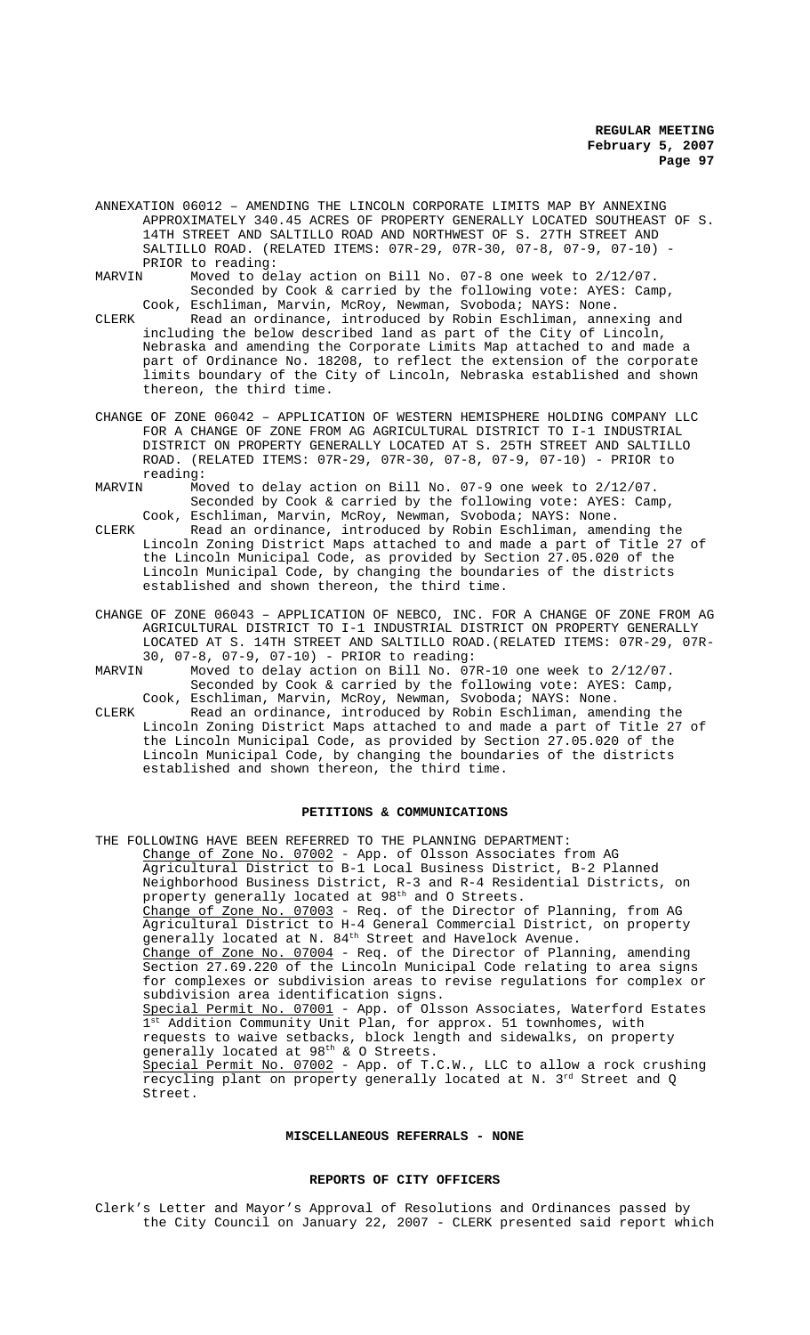ANNEXATION 06012 – AMENDING THE LINCOLN CORPORATE LIMITS MAP BY ANNEXING APPROXIMATELY 340.45 ACRES OF PROPERTY GENERALLY LOCATED SOUTHEAST OF S. 14TH STREET AND SALTILLO ROAD AND NORTHWEST OF S. 27TH STREET AND SALTILLO ROAD. (RELATED ITEMS: 07R-29, 07R-30, 07-8, 07-9, 07-10) - PRIOR to reading:

MARVIN Moved to delay action on Bill No. 07-8 one week to 2/12/07. Seconded by Cook & carried by the following vote: AYES: Camp, Cook, Eschliman, Marvin, McRoy, Newman, Svoboda; NAYS: None.

CLERK Read an ordinance, introduced by Robin Eschliman, annexing and including the below described land as part of the City of Lincoln, Nebraska and amending the Corporate Limits Map attached to and made a part of Ordinance No. 18208, to reflect the extension of the corporate limits boundary of the City of Lincoln, Nebraska established and shown thereon, the third time.

CHANGE OF ZONE 06042 – APPLICATION OF WESTERN HEMISPHERE HOLDING COMPANY LLC FOR A CHANGE OF ZONE FROM AG AGRICULTURAL DISTRICT TO I-1 INDUSTRIAL DISTRICT ON PROPERTY GENERALLY LOCATED AT S. 25TH STREET AND SALTILLO ROAD. (RELATED ITEMS: 07R-29, 07R-30, 07-8, 07-9, 07-10) - PRIOR to reading:

MARVIN Moved to delay action on Bill No. 07-9 one week to 2/12/07. Seconded by Cook & carried by the following vote: AYES: Camp, Cook, Eschliman, Marvin, McRoy, Newman, Svoboda; NAYS: None.

CLERK Read an ordinance, introduced by Robin Eschliman, amending the Lincoln Zoning District Maps attached to and made a part of Title 27 of the Lincoln Municipal Code, as provided by Section 27.05.020 of the Lincoln Municipal Code, by changing the boundaries of the districts established and shown thereon, the third time.

CHANGE OF ZONE 06043 – APPLICATION OF NEBCO, INC. FOR A CHANGE OF ZONE FROM AG AGRICULTURAL DISTRICT TO I-1 INDUSTRIAL DISTRICT ON PROPERTY GENERALLY LOCATED AT S. 14TH STREET AND SALTILLO ROAD.(RELATED ITEMS: 07R-29, 07R-30, 07-8, 07-9, 07-10) - PRIOR to reading:

MARVIN Moved to delay action on Bill No. 07R-10 one week to 2/12/07. Seconded by Cook & carried by the following vote: AYES: Camp, Cook, Eschliman, Marvin, McRoy, Newman, Svoboda; NAYS: None.

CLERK Read an ordinance, introduced by Robin Eschliman, amending the Lincoln Zoning District Maps attached to and made a part of Title 27 of the Lincoln Municipal Code, as provided by Section 27.05.020 of the Lincoln Municipal Code, by changing the boundaries of the districts established and shown thereon, the third time.

## PETITIONS & COMMUNICATIONS

THE FOLLOWING HAVE BEEN REFERRED TO THE PLANNING DEPARTMENT:

Change of Zone No. 07002 - App. of Olsson Associates from AG Agricultural District to B-1 Local Business District, B-2 Planned Neighborhood Business District, R-3 and R-4 Residential Districts, on property generally located at 98th and O Streets.

Change of Zone No. 07003 - Req. of the Director of Planning, from AG Agricultural District to H-4 General Commercial District, on property generally located at N. 84th Street and Havelock Avenue.

Change of Zone No. 07004 - Req. of the Director of Planning, amending Section 27.69.220 of the Lincoln Municipal Code relating to area signs for complexes or subdivision areas to revise regulations for complex or subdivision area identification signs.

Special Permit No. 07001 - App. of Olsson Associates, Waterford Estates 1st Addition Community Unit Plan, for approx. 51 townhomes, with requests to waive setbacks, block length and sidewalks, on property generally located at 98th & O Streets.

Special Permit No. 07002 - App. of T.C.W., LLC to allow a rock crushing recycling plant on property generally located at N. 3rd Street and Q Street.

## MISCELLANEOUS REFERRALS - NONE

## REPORTS OF CITY OFFICERS

Clerk's Letter and Mayor's Approval of Resolutions and Ordinances passed by the City Council on January 22, 2007 - CLERK presented said report which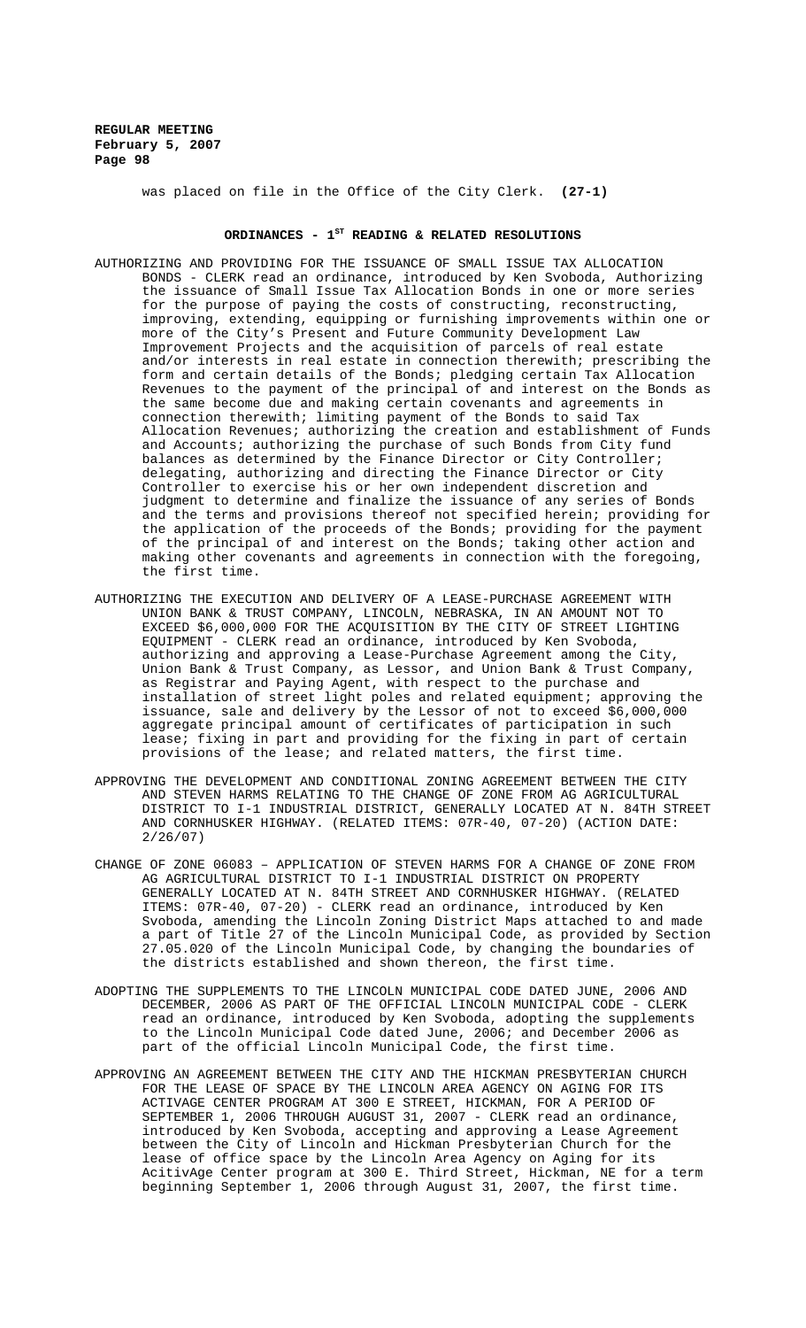was placed on file in the Office of the City Clerk. **(27-1)**

## ORDINANCES - 1ST READING & RELATED RESOLUTIONS

AUTHORIZING AND PROVIDING FOR THE ISSUANCE OF SMALL ISSUE TAX ALLOCATION BONDS - CLERK read an ordinance, introduced by Ken Svoboda, Authorizing the issuance of Small Issue Tax Allocation Bonds in one or more series for the purpose of paying the costs of constructing, reconstructing, improving, extending, equipping or furnishing improvements within one or more of the City's Present and Future Community Development Law Improvement Projects and the acquisition of parcels of real estate and/or interests in real estate in connection therewith; prescribing the form and certain details of the Bonds; pledging certain Tax Allocation Revenues to the payment of the principal of and interest on the Bonds as the same become due and making certain covenants and agreements in connection therewith; limiting payment of the Bonds to said Tax Allocation Revenues; authorizing the creation and establishment of Funds and Accounts; authorizing the purchase of such Bonds from City fund balances as determined by the Finance Director or City Controller; delegating, authorizing and directing the Finance Director or City Controller to exercise his or her own independent discretion and judgment to determine and finalize the issuance of any series of Bonds and the terms and provisions thereof not specified herein; providing for the application of the proceeds of the Bonds; providing for the payment of the principal of and interest on the Bonds; taking other action and making other covenants and agreements in connection with the foregoing, the first time.

AUTHORIZING THE EXECUTION AND DELIVERY OF A LEASE-PURCHASE AGREEMENT WITH UNION BANK & TRUST COMPANY, LINCOLN, NEBRASKA, IN AN AMOUNT NOT TO EXCEED $6,000,000 FOR THE ACQUISITION BY THE CITY OF STREET LIGHTING EQUIPMENT - CLERK read an ordinance, introduced by Ken Svoboda, authorizing and approving a Lease-Purchase Agreement among the City, Union Bank & Trust Company, as Lessor, and Union Bank & Trust Company, as Registrar and Paying Agent, with respect to the purchase and installation of street light poles and related equipment; approving the issuance, sale and delivery by the Lessor of not to exceed $6,000,000 aggregate principal amount of certificates of participation in such lease; fixing in part and providing for the fixing in part of certain provisions of the lease; and related matters, the first time.

APPROVING THE DEVELOPMENT AND CONDITIONAL ZONING AGREEMENT BETWEEN THE CITY AND STEVEN HARMS RELATING TO THE CHANGE OF ZONE FROM AG AGRICULTURAL DISTRICT TO I-1 INDUSTRIAL DISTRICT, GENERALLY LOCATED AT N. 84TH STREET AND CORNHUSKER HIGHWAY. (RELATED ITEMS: 07R-40, 07-20) (ACTION DATE: 2/26/07)

CHANGE OF ZONE 06083 – APPLICATION OF STEVEN HARMS FOR A CHANGE OF ZONE FROM AG AGRICULTURAL DISTRICT TO I-1 INDUSTRIAL DISTRICT ON PROPERTY GENERALLY LOCATED AT N. 84TH STREET AND CORNHUSKER HIGHWAY. (RELATED ITEMS: 07R-40, 07-20) - CLERK read an ordinance, introduced by Ken Svoboda, amending the Lincoln Zoning District Maps attached to and made a part of Title 27 of the Lincoln Municipal Code, as provided by Section 27.05.020 of the Lincoln Municipal Code, by changing the boundaries of the districts established and shown thereon, the first time.

ADOPTING THE SUPPLEMENTS TO THE LINCOLN MUNICIPAL CODE DATED JUNE, 2006 AND DECEMBER, 2006 AS PART OF THE OFFICIAL LINCOLN MUNICIPAL CODE - CLERK read an ordinance, introduced by Ken Svoboda, adopting the supplements to the Lincoln Municipal Code dated June, 2006; and December 2006 as part of the official Lincoln Municipal Code, the first time.

APPROVING AN AGREEMENT BETWEEN THE CITY AND THE HICKMAN PRESBYTERIAN CHURCH FOR THE LEASE OF SPACE BY THE LINCOLN AREA AGENCY ON AGING FOR ITS ACTIVAGE CENTER PROGRAM AT 300 E STREET, HICKMAN, FOR A PERIOD OF SEPTEMBER 1, 2006 THROUGH AUGUST 31, 2007 - CLERK read an ordinance, introduced by Ken Svoboda, accepting and approving a Lease Agreement between the City of Lincoln and Hickman Presbyterian Church for the lease of office space by the Lincoln Area Agency on Aging for its AcitivAge Center program at 300 E. Third Street, Hickman, NE for a term beginning September 1, 2006 through August 31, 2007, the first time.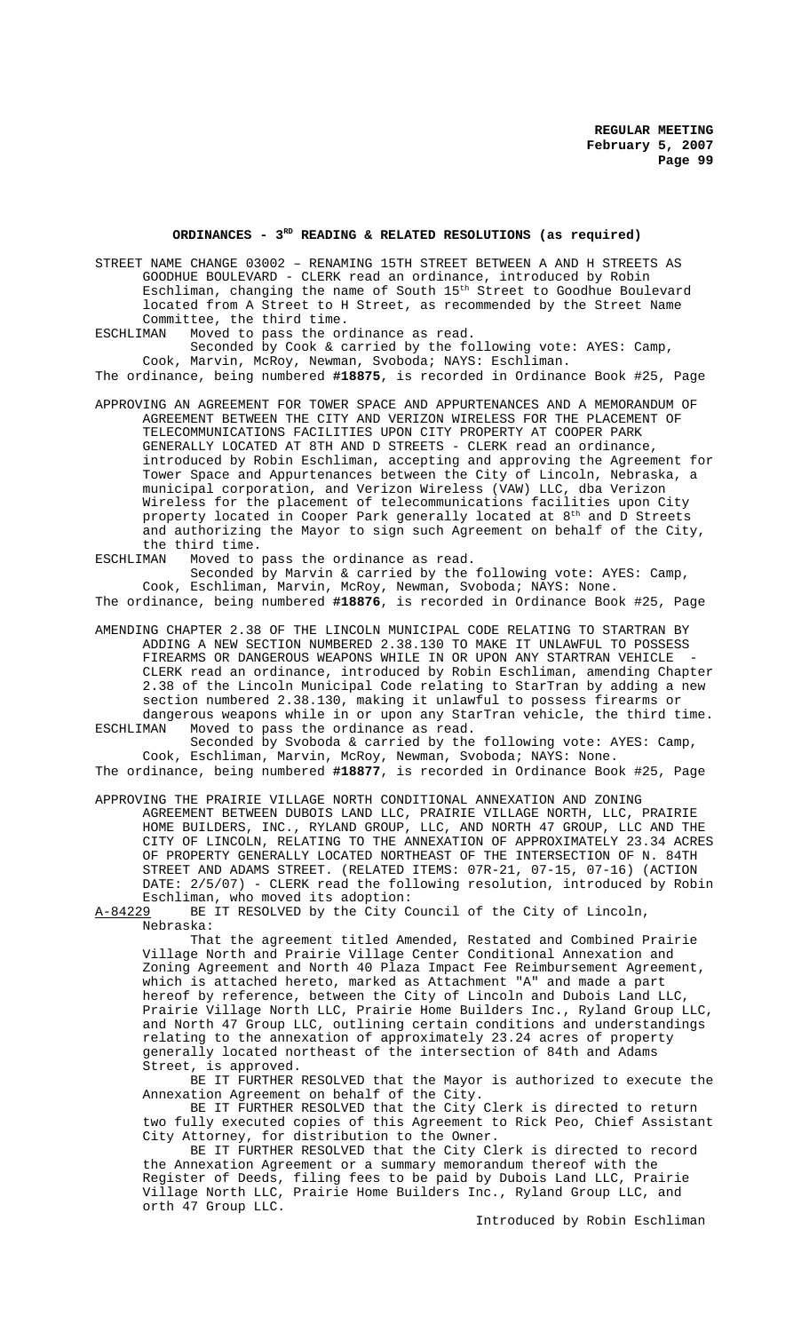## ORDINANCES - 3RD READING & RELATED RESOLUTIONS (as required)

STREET NAME CHANGE 03002 – RENAMING 15TH STREET BETWEEN A AND H STREETS AS GOODHUE BOULEVARD - CLERK read an ordinance, introduced by Robin Eschliman, changing the name of South 15th Street to Goodhue Boulevard located from A Street to H Street, as recommended by the Street Name Committee, the third time.

ESCHLIMAN Moved to pass the ordinance as read.

Seconded by Cook & carried by the following vote: AYES: Camp, Cook, Marvin, McRoy, Newman, Svoboda; NAYS: Eschliman.

The ordinance, being numbered **#18875**, is recorded in Ordinance Book #25, Page

APPROVING AN AGREEMENT FOR TOWER SPACE AND APPURTENANCES AND A MEMORANDUM OF AGREEMENT BETWEEN THE CITY AND VERIZON WIRELESS FOR THE PLACEMENT OF TELECOMMUNICATIONS FACILITIES UPON CITY PROPERTY AT COOPER PARK GENERALLY LOCATED AT 8TH AND D STREETS - CLERK read an ordinance, introduced by Robin Eschliman, accepting and approving the Agreement for Tower Space and Appurtenances between the City of Lincoln, Nebraska, a municipal corporation, and Verizon Wireless (VAW) LLC, dba Verizon Wireless for the placement of telecommunications facilities upon City property located in Cooper Park generally located at 8th and D Streets and authorizing the Mayor to sign such Agreement on behalf of the City, the third time.

ESCHLIMAN Moved to pass the ordinance as read.

Seconded by Marvin & carried by the following vote: AYES: Camp, Cook, Eschliman, Marvin, McRoy, Newman, Svoboda; NAYS: None.

The ordinance, being numbered **#18876**, is recorded in Ordinance Book #25, Page

AMENDING CHAPTER 2.38 OF THE LINCOLN MUNICIPAL CODE RELATING TO STARTRAN BY ADDING A NEW SECTION NUMBERED 2.38.130 TO MAKE IT UNLAWFUL TO POSSESS FIREARMS OR DANGEROUS WEAPONS WHILE IN OR UPON ANY STARTRAN VEHICLE - CLERK read an ordinance, introduced by Robin Eschliman, amending Chapter 2.38 of the Lincoln Municipal Code relating to StarTran by adding a new section numbered 2.38.130, making it unlawful to possess firearms or dangerous weapons while in or upon any StarTran vehicle, the third time.

ESCHLIMAN Moved to pass the ordinance as read.

Seconded by Svoboda & carried by the following vote: AYES: Camp, Cook, Eschliman, Marvin, McRoy, Newman, Svoboda; NAYS: None.

The ordinance, being numbered **#18877**, is recorded in Ordinance Book #25, Page

APPROVING THE PRAIRIE VILLAGE NORTH CONDITIONAL ANNEXATION AND ZONING AGREEMENT BETWEEN DUBOIS LAND LLC, PRAIRIE VILLAGE NORTH, LLC, PRAIRIE HOME BUILDERS, INC., RYLAND GROUP, LLC, AND NORTH 47 GROUP, LLC AND THE CITY OF LINCOLN, RELATING TO THE ANNEXATION OF APPROXIMATELY 23.34 ACRES OF PROPERTY GENERALLY LOCATED NORTHEAST OF THE INTERSECTION OF N. 84TH STREET AND ADAMS STREET. (RELATED ITEMS: 07R-21, 07-15, 07-16) (ACTION DATE: 2/5/07) - CLERK read the following resolution, introduced by Robin Eschliman, who moved its adoption:

A-84229 BE IT RESOLVED by the City Council of the City of Lincoln, Nebraska:

That the agreement titled Amended, Restated and Combined Prairie Village North and Prairie Village Center Conditional Annexation and Zoning Agreement and North 40 Plaza Impact Fee Reimbursement Agreement, which is attached hereto, marked as Attachment "A" and made a part hereof by reference, between the City of Lincoln and Dubois Land LLC, Prairie Village North LLC, Prairie Home Builders Inc., Ryland Group LLC, and North 47 Group LLC, outlining certain conditions and understandings relating to the annexation of approximately 23.24 acres of property generally located northeast of the intersection of 84th and Adams Street, is approved.

BE IT FURTHER RESOLVED that the Mayor is authorized to execute the Annexation Agreement on behalf of the City.

BE IT FURTHER RESOLVED that the City Clerk is directed to return two fully executed copies of this Agreement to Rick Peo, Chief Assistant City Attorney, for distribution to the Owner.

BE IT FURTHER RESOLVED that the City Clerk is directed to record the Annexation Agreement or a summary memorandum thereof with the Register of Deeds, filing fees to be paid by Dubois Land LLC, Prairie Village North LLC, Prairie Home Builders Inc., Ryland Group LLC, and orth 47 Group LLC.

Introduced by Robin Eschliman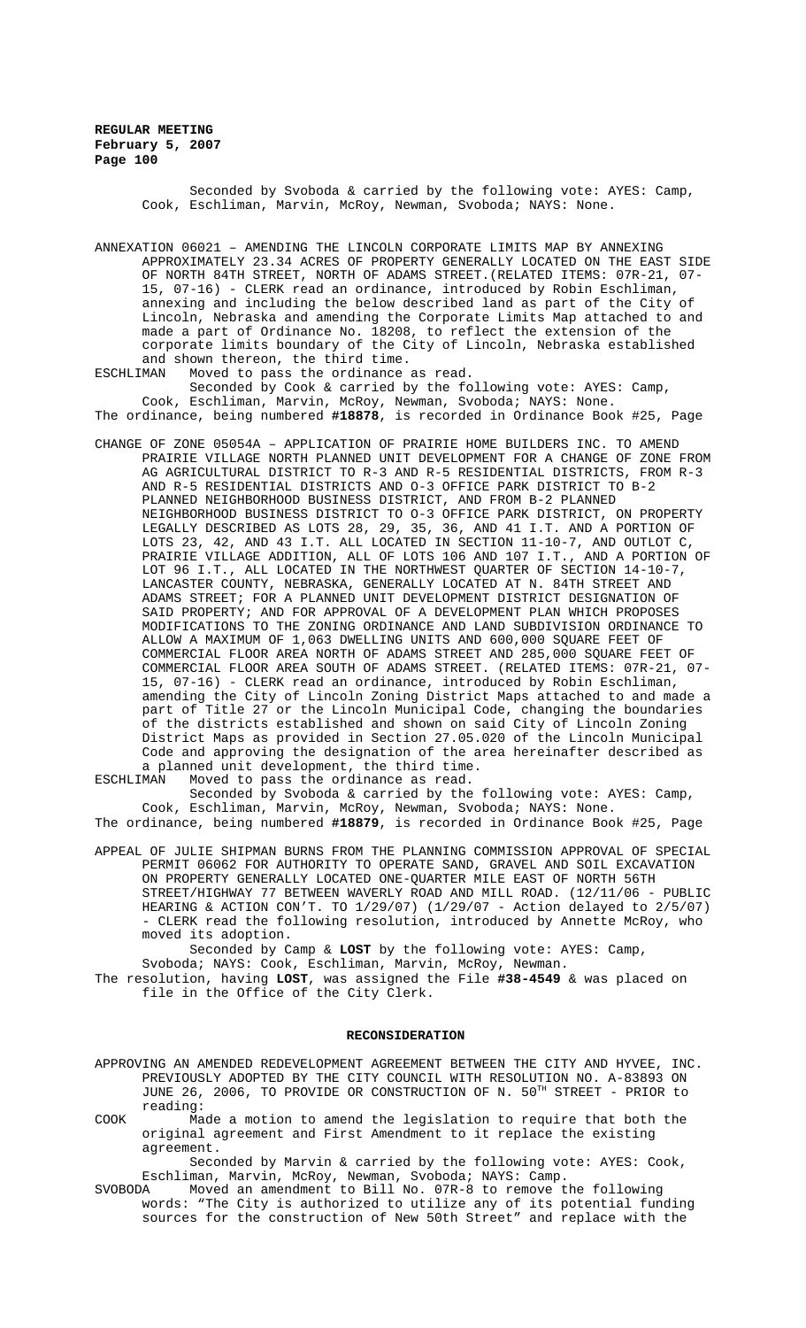Seconded by Svoboda & carried by the following vote: AYES: Camp, Cook, Eschliman, Marvin, McRoy, Newman, Svoboda; NAYS: None.

ANNEXATION 06021 – AMENDING THE LINCOLN CORPORATE LIMITS MAP BY ANNEXING APPROXIMATELY 23.34 ACRES OF PROPERTY GENERALLY LOCATED ON THE EAST SIDE OF NORTH 84TH STREET, NORTH OF ADAMS STREET.(RELATED ITEMS: 07R-21, 07-15, 07-16) - CLERK read an ordinance, introduced by Robin Eschliman, annexing and including the below described land as part of the City of Lincoln, Nebraska and amending the Corporate Limits Map attached to and made a part of Ordinance No. 18208, to reflect the extension of the corporate limits boundary of the City of Lincoln, Nebraska established and shown thereon, the third time.

ESCHLIMAN Moved to pass the ordinance as read.

Seconded by Cook & carried by the following vote: AYES: Camp, Cook, Eschliman, Marvin, McRoy, Newman, Svoboda; NAYS: None.

The ordinance, being numbered **#18878**, is recorded in Ordinance Book #25, Page

CHANGE OF ZONE 05054A – APPLICATION OF PRAIRIE HOME BUILDERS INC. TO AMEND PRAIRIE VILLAGE NORTH PLANNED UNIT DEVELOPMENT FOR A CHANGE OF ZONE FROM AG AGRICULTURAL DISTRICT TO R-3 AND R-5 RESIDENTIAL DISTRICTS, FROM R-3 AND R-5 RESIDENTIAL DISTRICTS AND O-3 OFFICE PARK DISTRICT TO B-2 PLANNED NEIGHBORHOOD BUSINESS DISTRICT, AND FROM B-2 PLANNED NEIGHBORHOOD BUSINESS DISTRICT TO O-3 OFFICE PARK DISTRICT, ON PROPERTY LEGALLY DESCRIBED AS LOTS 28, 29, 35, 36, AND 41 I.T. AND A PORTION OF LOTS 23, 42, AND 43 I.T. ALL LOCATED IN SECTION 11-10-7, AND OUTLOT C, PRAIRIE VILLAGE ADDITION, ALL OF LOTS 106 AND 107 I.T., AND A PORTION OF LOT 96 I.T., ALL LOCATED IN THE NORTHWEST QUARTER OF SECTION 14-10-7, LANCASTER COUNTY, NEBRASKA, GENERALLY LOCATED AT N. 84TH STREET AND ADAMS STREET; FOR A PLANNED UNIT DEVELOPMENT DISTRICT DESIGNATION OF SAID PROPERTY; AND FOR APPROVAL OF A DEVELOPMENT PLAN WHICH PROPOSES MODIFICATIONS TO THE ZONING ORDINANCE AND LAND SUBDIVISION ORDINANCE TO ALLOW A MAXIMUM OF 1,063 DWELLING UNITS AND 600,000 SQUARE FEET OF COMMERCIAL FLOOR AREA NORTH OF ADAMS STREET AND 285,000 SQUARE FEET OF COMMERCIAL FLOOR AREA SOUTH OF ADAMS STREET. (RELATED ITEMS: 07R-21, 07-15, 07-16) - CLERK read an ordinance, introduced by Robin Eschliman, amending the City of Lincoln Zoning District Maps attached to and made a part of Title 27 or the Lincoln Municipal Code, changing the boundaries of the districts established and shown on said City of Lincoln Zoning District Maps as provided in Section 27.05.020 of the Lincoln Municipal Code and approving the designation of the area hereinafter described as a planned unit development, the third time.

ESCHLIMAN Moved to pass the ordinance as read.

Seconded by Svoboda & carried by the following vote: AYES: Camp, Cook, Eschliman, Marvin, McRoy, Newman, Svoboda; NAYS: None.

The ordinance, being numbered **#18879**, is recorded in Ordinance Book #25, Page

APPEAL OF JULIE SHIPMAN BURNS FROM THE PLANNING COMMISSION APPROVAL OF SPECIAL PERMIT 06062 FOR AUTHORITY TO OPERATE SAND, GRAVEL AND SOIL EXCAVATION ON PROPERTY GENERALLY LOCATED ONE-QUARTER MILE EAST OF NORTH 56TH STREET/HIGHWAY 77 BETWEEN WAVERLY ROAD AND MILL ROAD. (12/11/06 - PUBLIC HEARING & ACTION CON'T. TO 1/29/07) (1/29/07 - Action delayed to 2/5/07) - CLERK read the following resolution, introduced by Annette McRoy, who moved its adoption.

Seconded by Camp & **LOST** by the following vote: AYES: Camp, Svoboda; NAYS: Cook, Eschliman, Marvin, McRoy, Newman.

The resolution, having **LOST**, was assigned the File **#38-4549** & was placed on file in the Office of the City Clerk.

## RECONSIDERATION

APPROVING AN AMENDED REDEVELOPMENT AGREEMENT BETWEEN THE CITY AND HYVEE, INC. PREVIOUSLY ADOPTED BY THE CITY COUNCIL WITH RESOLUTION NO. A-83893 ON JUNE 26, 2006, TO PROVIDE OR CONSTRUCTION OF N. 50TH STREET - PRIOR to reading:

COOK Made a motion to amend the legislation to require that both the original agreement and First Amendment to it replace the existing agreement.

Seconded by Marvin & carried by the following vote: AYES: Cook, Eschliman, Marvin, McRoy, Newman, Svoboda; NAYS: Camp.

SVOBODA Moved an amendment to Bill No. 07R-8 to remove the following words: "The City is authorized to utilize any of its potential funding sources for the construction of New 50th Street" and replace with the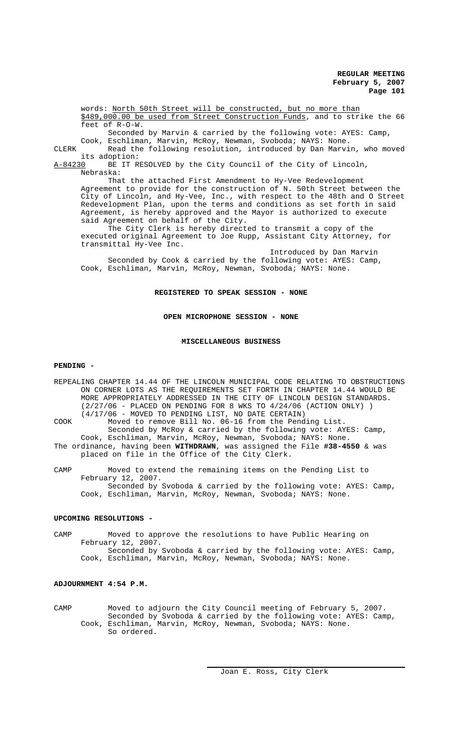words: North 50th Street will be constructed, but no more than $489,000.00 be used from Street Construction Funds, and to strike the 66 feet of R-O-W.

Seconded by Marvin & carried by the following vote: AYES: Camp, Cook, Eschliman, Marvin, McRoy, Newman, Svoboda; NAYS: None.

CLERK Read the following resolution, introduced by Dan Marvin, who moved its adoption:

A-84230 BE IT RESOLVED by the City Council of the City of Lincoln, Nebraska:

That the attached First Amendment to Hy-Vee Redevelopment Agreement to provide for the construction of N. 50th Street between the City of Lincoln, and Hy-Vee, Inc., with respect to the 48th and O Street Redevelopment Plan, upon the terms and conditions as set forth in said Agreement, is hereby approved and the Mayor is authorized to execute said Agreement on behalf of the City.

The City Clerk is hereby directed to transmit a copy of the executed original Agreement to Joe Rupp, Assistant City Attorney, for transmittal Hy-Vee Inc.

Introduced by Dan Marvin

Seconded by Cook & carried by the following vote: AYES: Camp, Cook, Eschliman, Marvin, McRoy, Newman, Svoboda; NAYS: None.

**REGISTERED TO SPEAK SESSION - NONE**

**OPEN MICROPHONE SESSION - NONE**

**MISCELLANEOUS BUSINESS**

**PENDING -**

REPEALING CHAPTER 14.44 OF THE LINCOLN MUNICIPAL CODE RELATING TO OBSTRUCTIONS ON CORNER LOTS AS THE REQUIREMENTS SET FORTH IN CHAPTER 14.44 WOULD BE MORE APPROPRIATELY ADDRESSED IN THE CITY OF LINCOLN DESIGN STANDARDS. (2/27/06 - PLACED ON PENDING FOR 8 WKS TO 4/24/06 (ACTION ONLY) ) (4/17/06 - MOVED TO PENDING LIST, NO DATE CERTAIN)

COOK Moved to remove Bill No. 06-16 from the Pending List.

Seconded by McRoy & carried by the following vote: AYES: Camp, Cook, Eschliman, Marvin, McRoy, Newman, Svoboda; NAYS: None.

The ordinance, having been **WITHDRAWN**, was assigned the File **#38-4550** & was placed on file in the Office of the City Clerk.

CAMP Moved to extend the remaining items on the Pending List to February 12, 2007.

Seconded by Svoboda & carried by the following vote: AYES: Camp, Cook, Eschliman, Marvin, McRoy, Newman, Svoboda; NAYS: None.

**UPCOMING RESOLUTIONS -**

CAMP Moved to approve the resolutions to have Public Hearing on February 12, 2007.

Seconded by Svoboda & carried by the following vote: AYES: Camp, Cook, Eschliman, Marvin, McRoy, Newman, Svoboda; NAYS: None.

**ADJOURNMENT 4:54 P.M.**

CAMP Moved to adjourn the City Council meeting of February 5, 2007.

Seconded by Svoboda & carried by the following vote: AYES: Camp, Cook, Eschliman, Marvin, McRoy, Newman, Svoboda; NAYS: None.

So ordered.

Joan E. Ross, City Clerk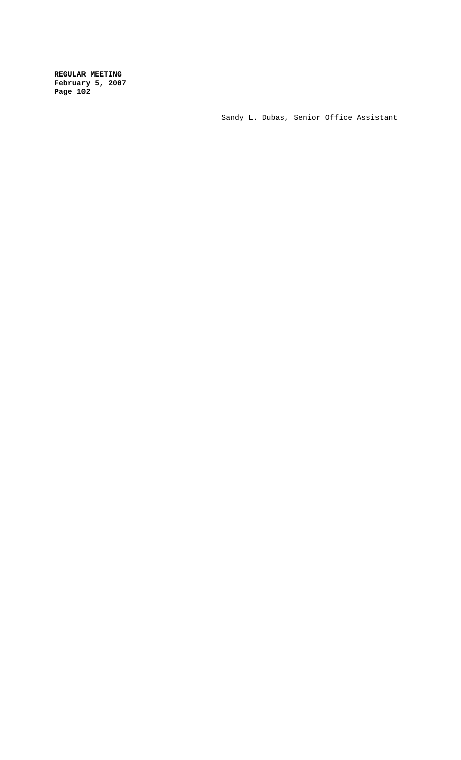\_\_\_\_\_\_\_\_\_\_\_\_\_\_\_\_\_\_\_\_\_\_\_\_\_\_\_\_\_\_\_\_\_\_\_\_\_\_\_\_\_\_\_

Sandy L. Dubas, Senior Office Assistant